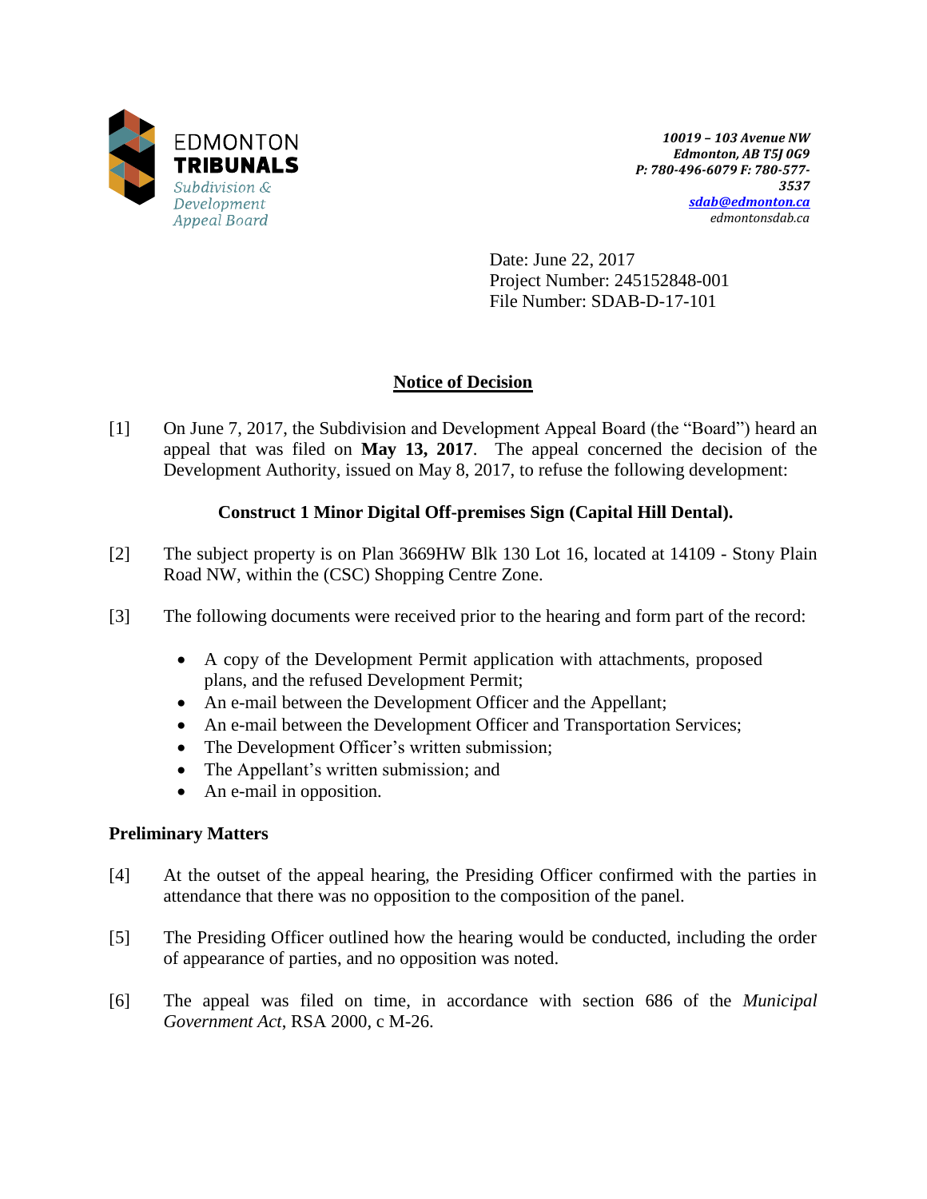EDMONTON
**TRIBUNALS**
*Subdivision & Development Appeal Board*

***10019 – 103 Avenue NW***
***Edmonton, AB T5J 0G9***
***P: 780-496-6079 F: 780-577-3537***
***sdab@edmonton.ca***
*edmontonsdab.ca*

Date: June 22, 2017
Project Number: 245152848-001
File Number: SDAB-D-17-101

## Notice of Decision

[1] On June 7, 2017, the Subdivision and Development Appeal Board (the "Board") heard an appeal that was filed on **May 13, 2017**. The appeal concerned the decision of the Development Authority, issued on May 8, 2017, to refuse the following development:

**Construct 1 Minor Digital Off-premises Sign (Capital Hill Dental).**

[2] The subject property is on Plan 3669HW Blk 130 Lot 16, located at 14109 - Stony Plain Road NW, within the (CSC) Shopping Centre Zone.

[3] The following documents were received prior to the hearing and form part of the record:

- A copy of the Development Permit application with attachments, proposed plans, and the refused Development Permit;
- An e-mail between the Development Officer and the Appellant;
- An e-mail between the Development Officer and Transportation Services;
- The Development Officer's written submission;
- The Appellant's written submission; and
- An e-mail in opposition.

### Preliminary Matters

[4] At the outset of the appeal hearing, the Presiding Officer confirmed with the parties in attendance that there was no opposition to the composition of the panel.

[5] The Presiding Officer outlined how the hearing would be conducted, including the order of appearance of parties, and no opposition was noted.

[6] The appeal was filed on time, in accordance with section 686 of the *Municipal Government Act*, RSA 2000, c M-26.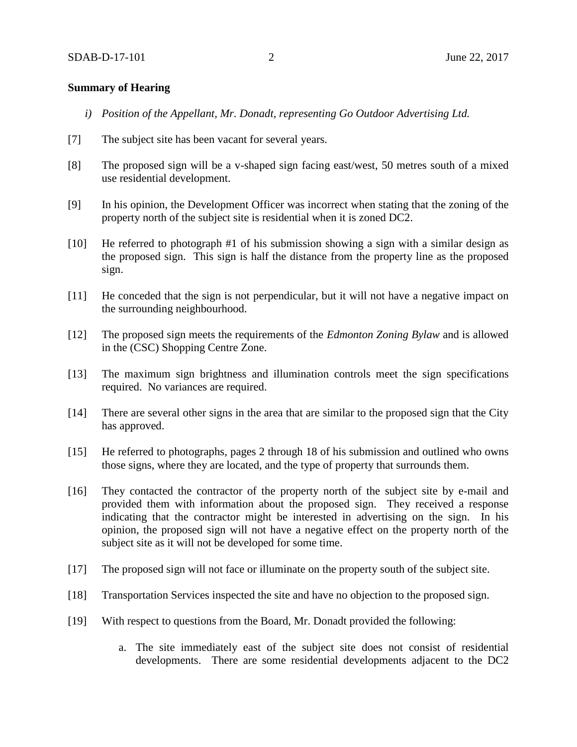**Summary of Hearing**

*i) Position of the Appellant, Mr. Donadt, representing Go Outdoor Advertising Ltd.*

[7] The subject site has been vacant for several years.

[8] The proposed sign will be a v-shaped sign facing east/west, 50 metres south of a mixed use residential development.

[9] In his opinion, the Development Officer was incorrect when stating that the zoning of the property north of the subject site is residential when it is zoned DC2.

[10] He referred to photograph #1 of his submission showing a sign with a similar design as the proposed sign. This sign is half the distance from the property line as the proposed sign.

[11] He conceded that the sign is not perpendicular, but it will not have a negative impact on the surrounding neighbourhood.

[12] The proposed sign meets the requirements of the *Edmonton Zoning Bylaw* and is allowed in the (CSC) Shopping Centre Zone.

[13] The maximum sign brightness and illumination controls meet the sign specifications required. No variances are required.

[14] There are several other signs in the area that are similar to the proposed sign that the City has approved.

[15] He referred to photographs, pages 2 through 18 of his submission and outlined who owns those signs, where they are located, and the type of property that surrounds them.

[16] They contacted the contractor of the property north of the subject site by e-mail and provided them with information about the proposed sign. They received a response indicating that the contractor might be interested in advertising on the sign. In his opinion, the proposed sign will not have a negative effect on the property north of the subject site as it will not be developed for some time.

[17] The proposed sign will not face or illuminate on the property south of the subject site.

[18] Transportation Services inspected the site and have no objection to the proposed sign.

[19] With respect to questions from the Board, Mr. Donadt provided the following:

a. The site immediately east of the subject site does not consist of residential developments. There are some residential developments adjacent to the DC2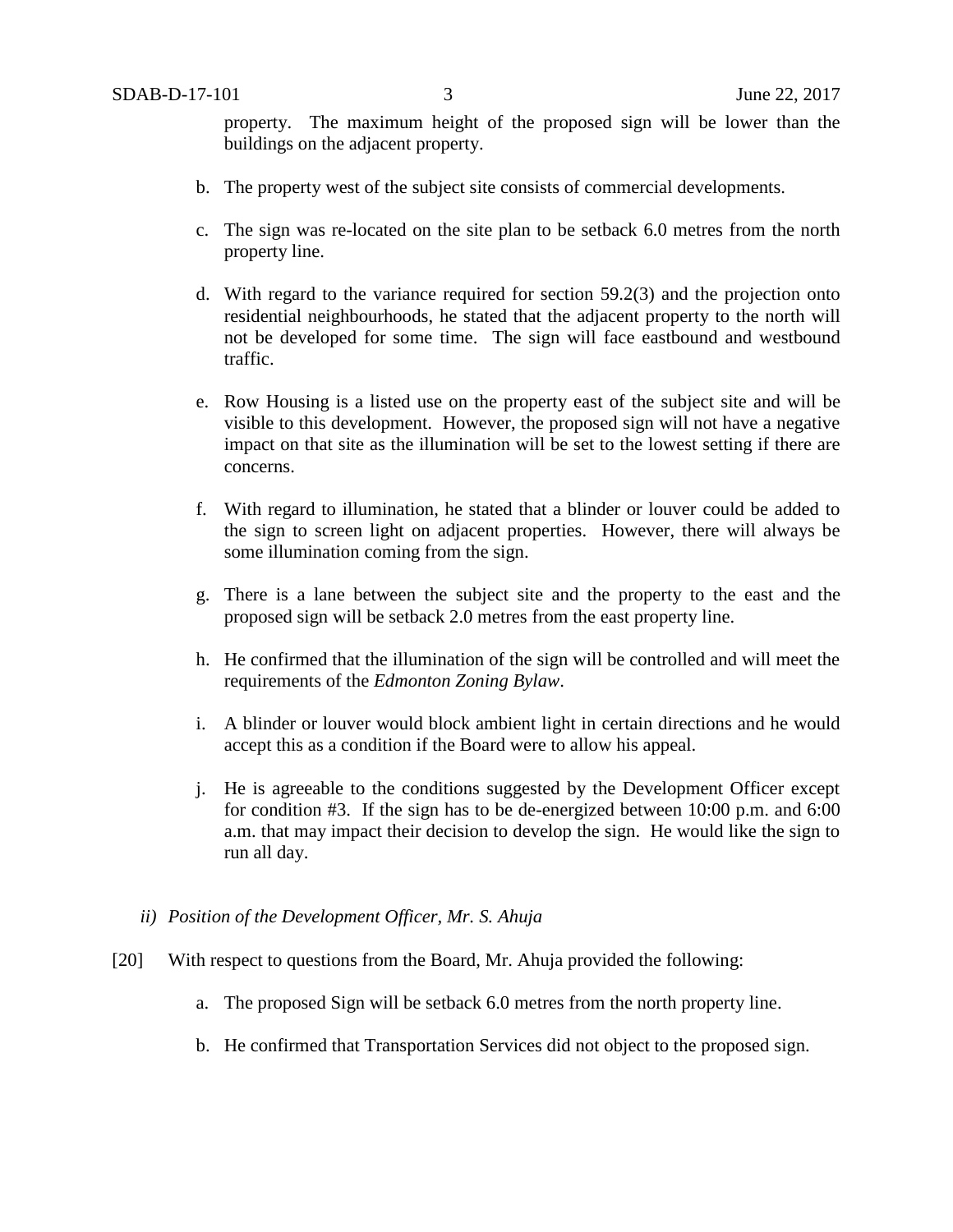property. The maximum height of the proposed sign will be lower than the buildings on the adjacent property.

b. The property west of the subject site consists of commercial developments.

c. The sign was re-located on the site plan to be setback 6.0 metres from the north property line.

d. With regard to the variance required for section 59.2(3) and the projection onto residential neighbourhoods, he stated that the adjacent property to the north will not be developed for some time. The sign will face eastbound and westbound traffic.

e. Row Housing is a listed use on the property east of the subject site and will be visible to this development. However, the proposed sign will not have a negative impact on that site as the illumination will be set to the lowest setting if there are concerns.

f. With regard to illumination, he stated that a blinder or louver could be added to the sign to screen light on adjacent properties. However, there will always be some illumination coming from the sign.

g. There is a lane between the subject site and the property to the east and the proposed sign will be setback 2.0 metres from the east property line.

h. He confirmed that the illumination of the sign will be controlled and will meet the requirements of the *Edmonton Zoning Bylaw*.

i. A blinder or louver would block ambient light in certain directions and he would accept this as a condition if the Board were to allow his appeal.

j. He is agreeable to the conditions suggested by the Development Officer except for condition #3. If the sign has to be de-energized between 10:00 p.m. and 6:00 a.m. that may impact their decision to develop the sign. He would like the sign to run all day.

*ii) Position of the Development Officer, Mr. S. Ahuja*

[20] With respect to questions from the Board, Mr. Ahuja provided the following:

a. The proposed Sign will be setback 6.0 metres from the north property line.

b. He confirmed that Transportation Services did not object to the proposed sign.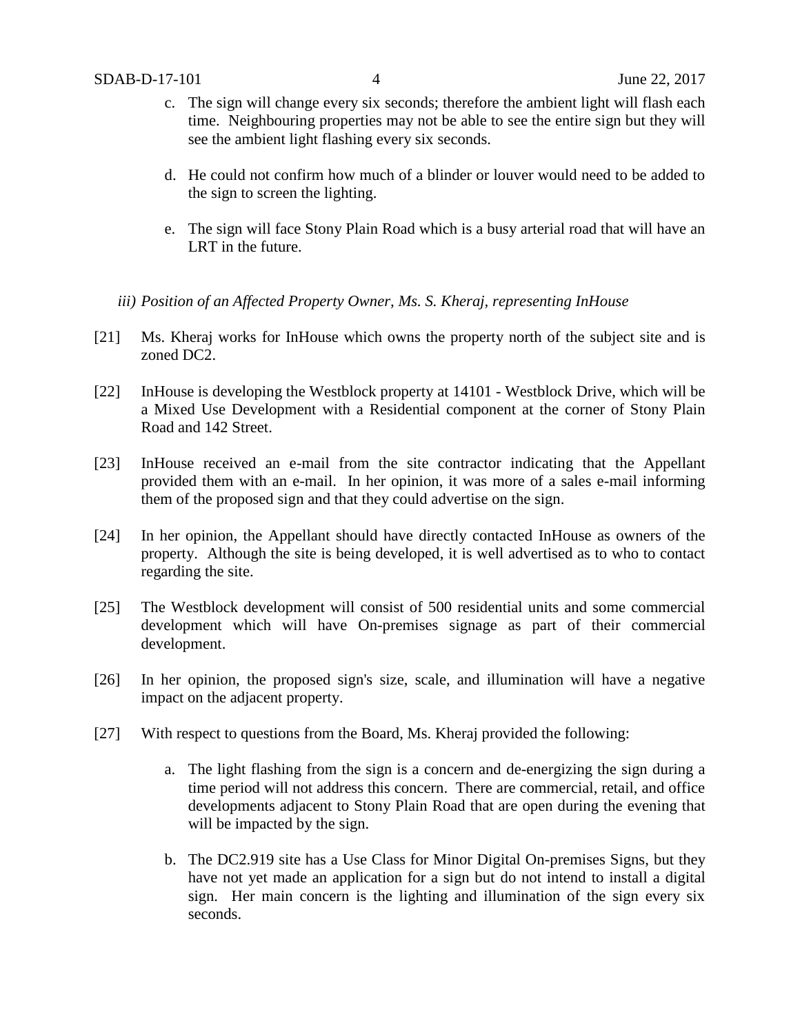c. The sign will change every six seconds; therefore the ambient light will flash each time. Neighbouring properties may not be able to see the entire sign but they will see the ambient light flashing every six seconds.

d. He could not confirm how much of a blinder or louver would need to be added to the sign to screen the lighting.

e. The sign will face Stony Plain Road which is a busy arterial road that will have an LRT in the future.

*iii) Position of an Affected Property Owner, Ms. S. Kheraj, representing InHouse*

[21] Ms. Kheraj works for InHouse which owns the property north of the subject site and is zoned DC2.

[22] InHouse is developing the Westblock property at 14101 - Westblock Drive, which will be a Mixed Use Development with a Residential component at the corner of Stony Plain Road and 142 Street.

[23] InHouse received an e-mail from the site contractor indicating that the Appellant provided them with an e-mail. In her opinion, it was more of a sales e-mail informing them of the proposed sign and that they could advertise on the sign.

[24] In her opinion, the Appellant should have directly contacted InHouse as owners of the property. Although the site is being developed, it is well advertised as to who to contact regarding the site.

[25] The Westblock development will consist of 500 residential units and some commercial development which will have On-premises signage as part of their commercial development.

[26] In her opinion, the proposed sign's size, scale, and illumination will have a negative impact on the adjacent property.

[27] With respect to questions from the Board, Ms. Kheraj provided the following:

a. The light flashing from the sign is a concern and de-energizing the sign during a time period will not address this concern. There are commercial, retail, and office developments adjacent to Stony Plain Road that are open during the evening that will be impacted by the sign.

b. The DC2.919 site has a Use Class for Minor Digital On-premises Signs, but they have not yet made an application for a sign but do not intend to install a digital sign. Her main concern is the lighting and illumination of the sign every six seconds.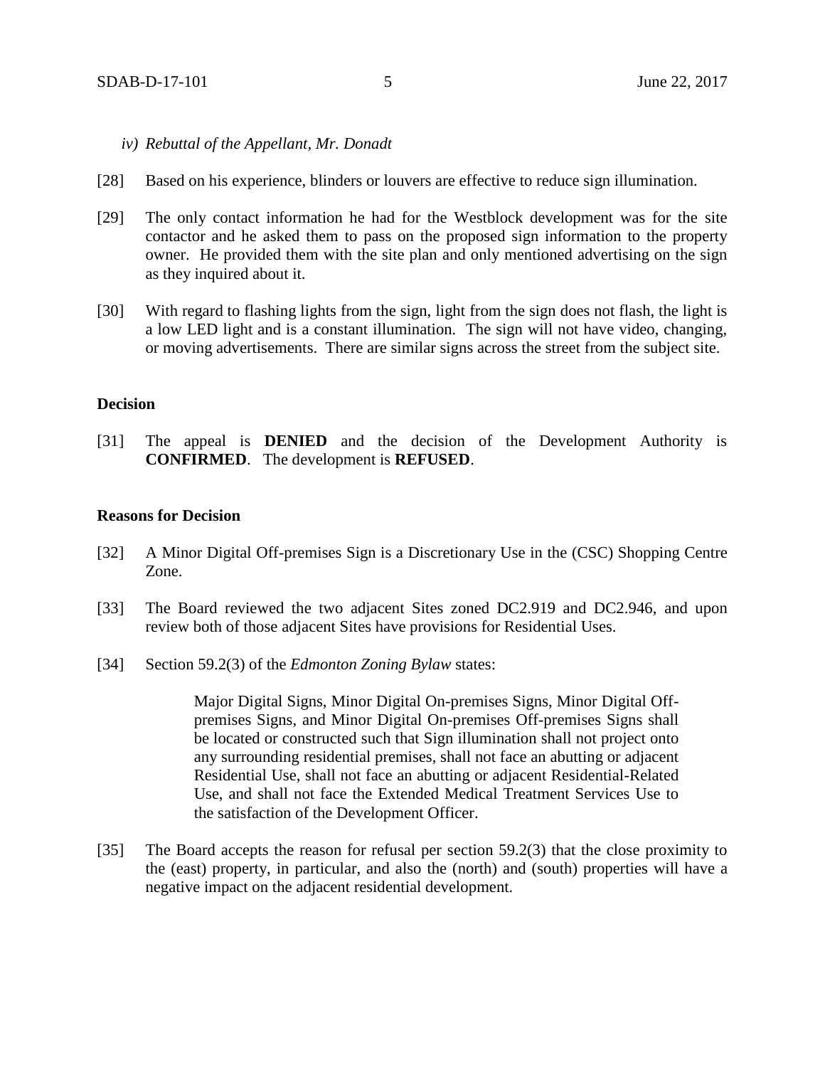*iv) Rebuttal of the Appellant, Mr. Donadt*

[28] Based on his experience, blinders or louvers are effective to reduce sign illumination.

[29] The only contact information he had for the Westblock development was for the site contactor and he asked them to pass on the proposed sign information to the property owner. He provided them with the site plan and only mentioned advertising on the sign as they inquired about it.

[30] With regard to flashing lights from the sign, light from the sign does not flash, the light is a low LED light and is a constant illumination. The sign will not have video, changing, or moving advertisements. There are similar signs across the street from the subject site.

**Decision**

[31] The appeal is **DENIED** and the decision of the Development Authority is **CONFIRMED**. The development is **REFUSED**.

**Reasons for Decision**

[32] A Minor Digital Off-premises Sign is a Discretionary Use in the (CSC) Shopping Centre Zone.

[33] The Board reviewed the two adjacent Sites zoned DC2.919 and DC2.946, and upon review both of those adjacent Sites have provisions for Residential Uses.

[34] Section 59.2(3) of the *Edmonton Zoning Bylaw* states:

> Major Digital Signs, Minor Digital On-premises Signs, Minor Digital Off-premises Signs, and Minor Digital On-premises Off-premises Signs shall be located or constructed such that Sign illumination shall not project onto any surrounding residential premises, shall not face an abutting or adjacent Residential Use, shall not face an abutting or adjacent Residential-Related Use, and shall not face the Extended Medical Treatment Services Use to the satisfaction of the Development Officer.

[35] The Board accepts the reason for refusal per section 59.2(3) that the close proximity to the (east) property, in particular, and also the (north) and (south) properties will have a negative impact on the adjacent residential development.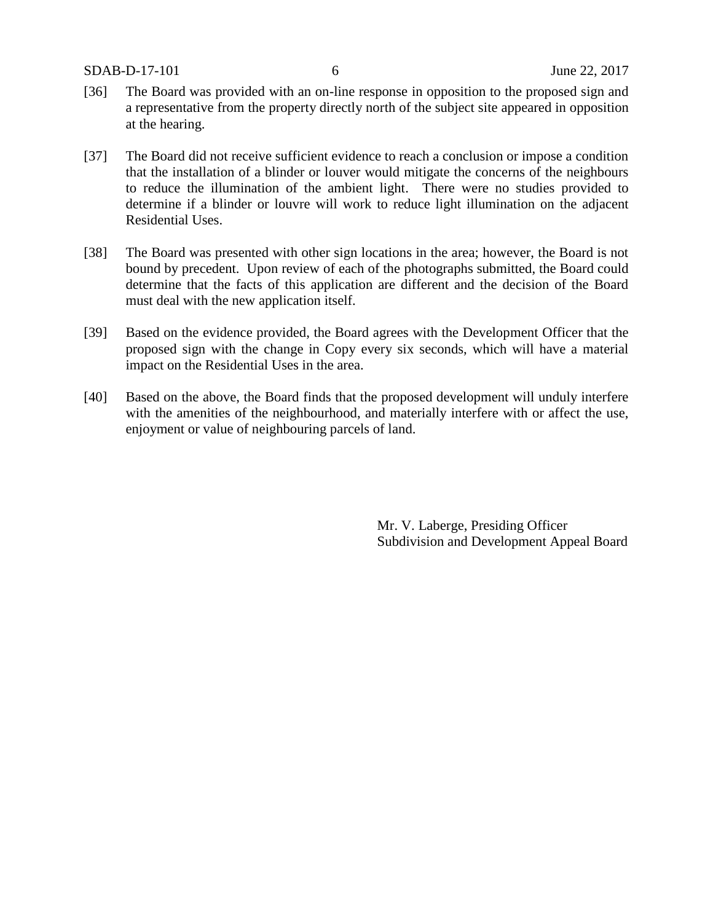[36] The Board was provided with an on-line response in opposition to the proposed sign and a representative from the property directly north of the subject site appeared in opposition at the hearing.

[37] The Board did not receive sufficient evidence to reach a conclusion or impose a condition that the installation of a blinder or louver would mitigate the concerns of the neighbours to reduce the illumination of the ambient light. There were no studies provided to determine if a blinder or louvre will work to reduce light illumination on the adjacent Residential Uses.

[38] The Board was presented with other sign locations in the area; however, the Board is not bound by precedent. Upon review of each of the photographs submitted, the Board could determine that the facts of this application are different and the decision of the Board must deal with the new application itself.

[39] Based on the evidence provided, the Board agrees with the Development Officer that the proposed sign with the change in Copy every six seconds, which will have a material impact on the Residential Uses in the area.

[40] Based on the above, the Board finds that the proposed development will unduly interfere with the amenities of the neighbourhood, and materially interfere with or affect the use, enjoyment or value of neighbouring parcels of land.

Mr. V. Laberge, Presiding Officer
Subdivision and Development Appeal Board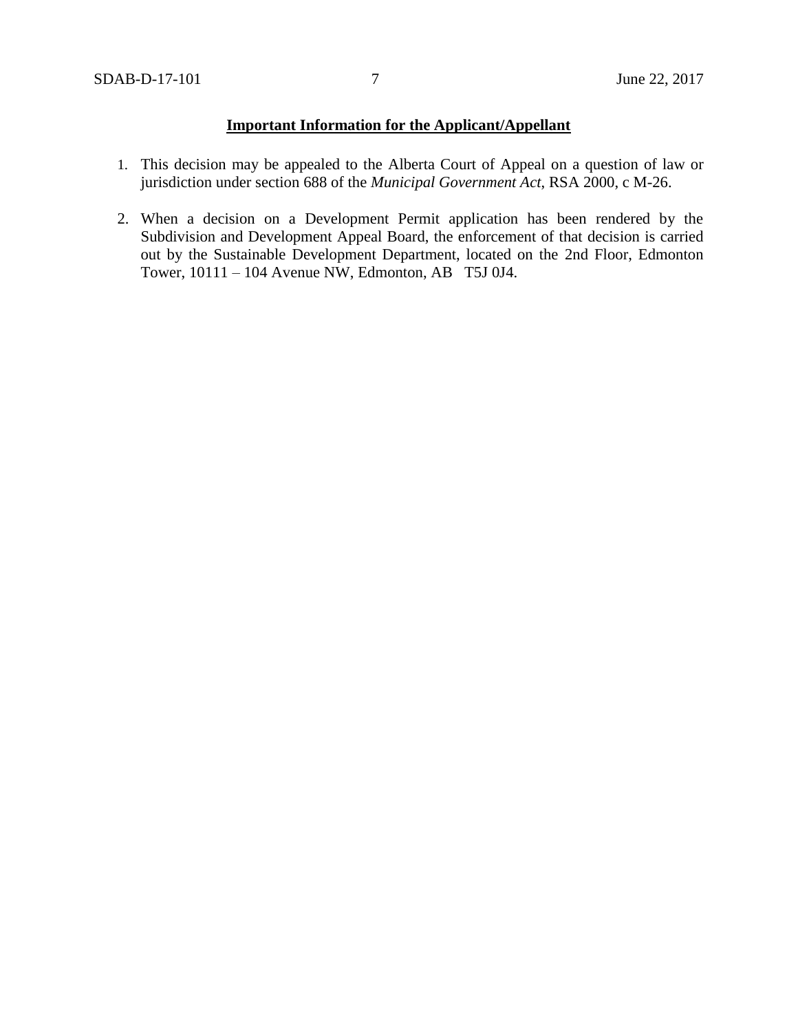**Important Information for the Applicant/Appellant**

1. This decision may be appealed to the Alberta Court of Appeal on a question of law or jurisdiction under section 688 of the *Municipal Government Act*, RSA 2000, c M-26.

2. When a decision on a Development Permit application has been rendered by the Subdivision and Development Appeal Board, the enforcement of that decision is carried out by the Sustainable Development Department, located on the 2nd Floor, Edmonton Tower, 10111 – 104 Avenue NW, Edmonton, AB T5J 0J4.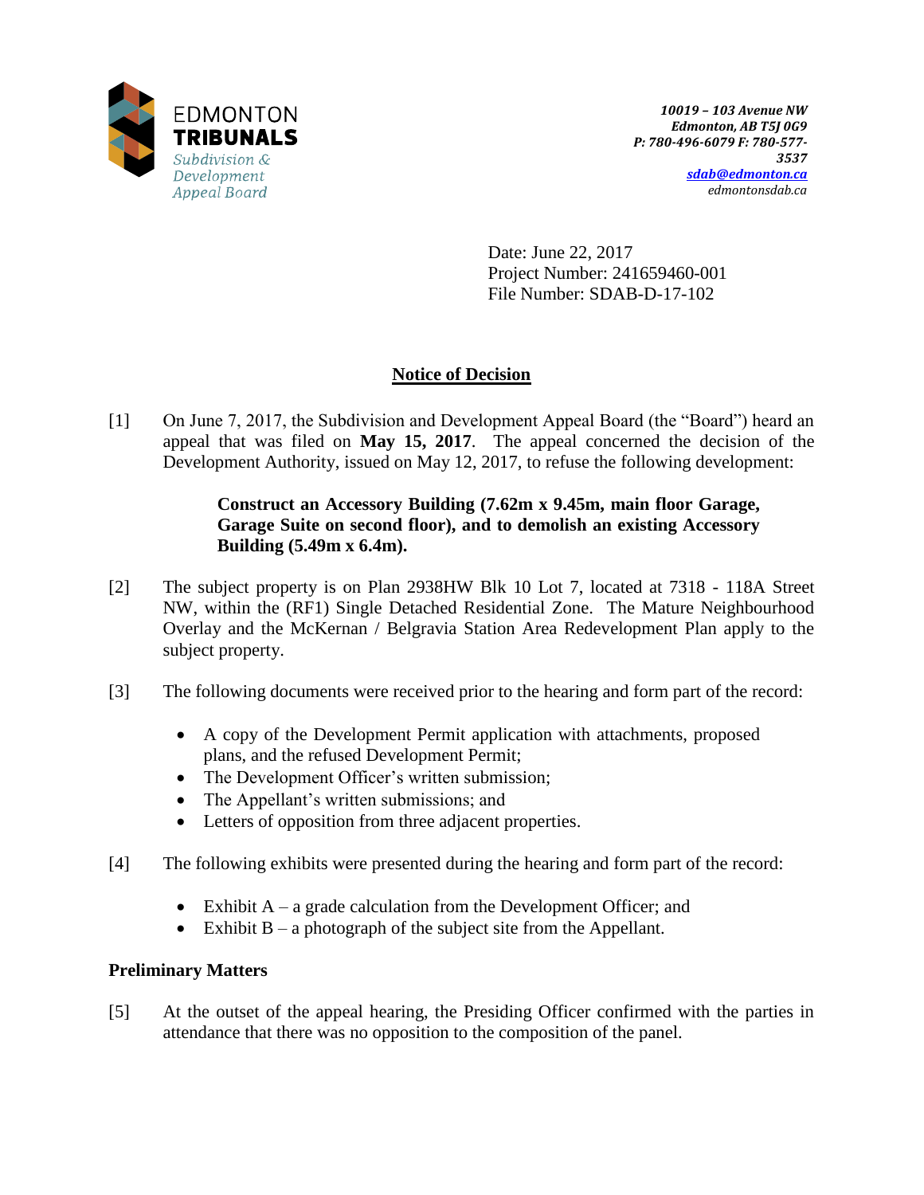EDMONTON
**TRIBUNALS**
*Subdivision & Development Appeal Board*

***10019 – 103 Avenue NW***
***Edmonton, AB T5J 0G9***
***P: 780-496-6079 F: 780-577-3537***
***sdab@edmonton.ca***
*edmontonsdab.ca*

Date: June 22, 2017
Project Number: 241659460-001
File Number: SDAB-D-17-102

## Notice of Decision

[1] On June 7, 2017, the Subdivision and Development Appeal Board (the "Board") heard an appeal that was filed on **May 15, 2017**. The appeal concerned the decision of the Development Authority, issued on May 12, 2017, to refuse the following development:

> **Construct an Accessory Building (7.62m x 9.45m, main floor Garage, Garage Suite on second floor), and to demolish an existing Accessory Building (5.49m x 6.4m).**

[2] The subject property is on Plan 2938HW Blk 10 Lot 7, located at 7318 - 118A Street NW, within the (RF1) Single Detached Residential Zone. The Mature Neighbourhood Overlay and the McKernan / Belgravia Station Area Redevelopment Plan apply to the subject property.

[3] The following documents were received prior to the hearing and form part of the record:

- A copy of the Development Permit application with attachments, proposed plans, and the refused Development Permit;
- The Development Officer's written submission;
- The Appellant's written submissions; and
- Letters of opposition from three adjacent properties.

[4] The following exhibits were presented during the hearing and form part of the record:

- Exhibit A – a grade calculation from the Development Officer; and
- Exhibit B – a photograph of the subject site from the Appellant.

### Preliminary Matters

[5] At the outset of the appeal hearing, the Presiding Officer confirmed with the parties in attendance that there was no opposition to the composition of the panel.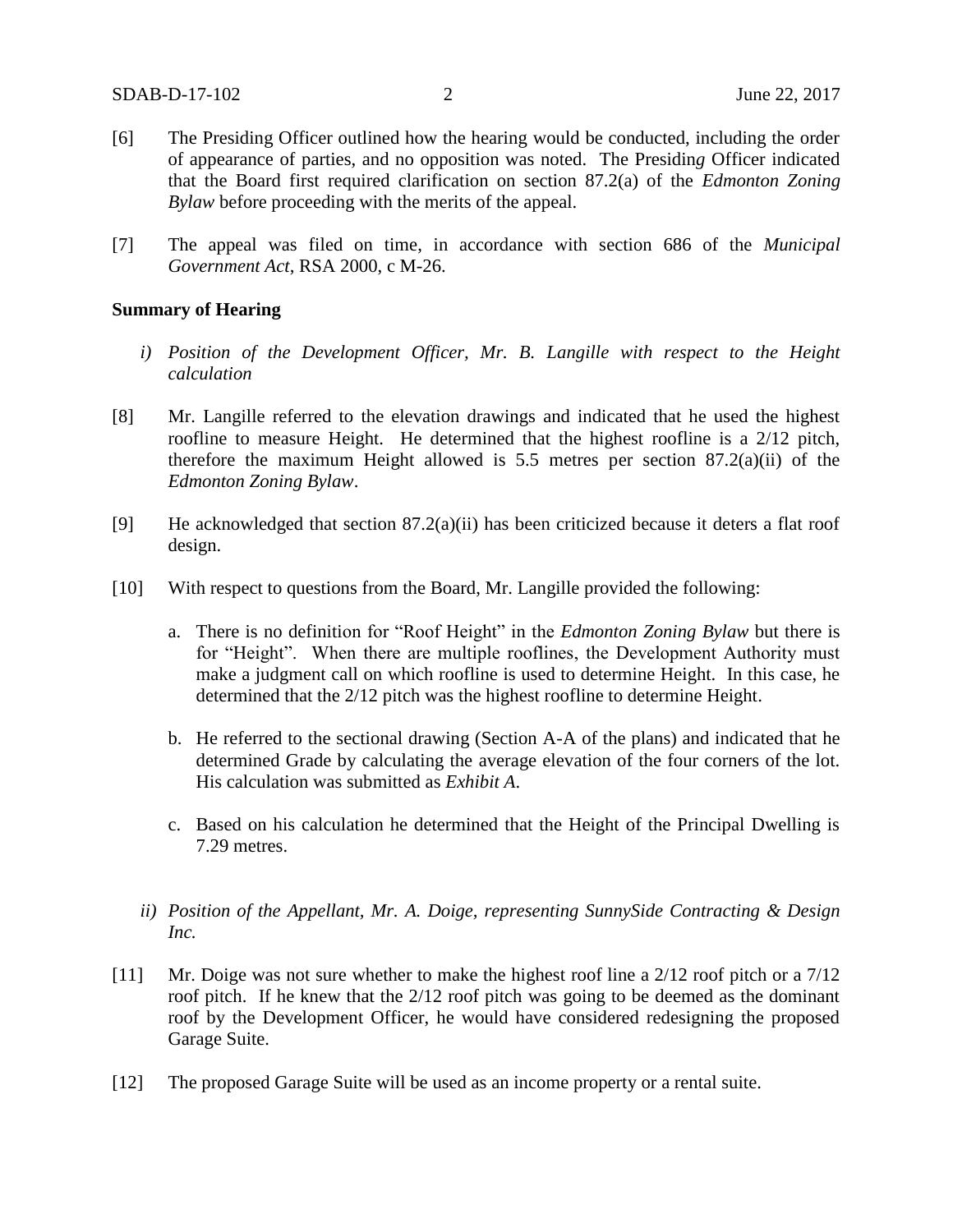[6] The Presiding Officer outlined how the hearing would be conducted, including the order of appearance of parties, and no opposition was noted. The Presiding Officer indicated that the Board first required clarification on section 87.2(a) of the *Edmonton Zoning Bylaw* before proceeding with the merits of the appeal.

[7] The appeal was filed on time, in accordance with section 686 of the *Municipal Government Act*, RSA 2000, c M-26.

**Summary of Hearing**

*i) Position of the Development Officer, Mr. B. Langille with respect to the Height calculation*

[8] Mr. Langille referred to the elevation drawings and indicated that he used the highest roofline to measure Height. He determined that the highest roofline is a 2/12 pitch, therefore the maximum Height allowed is 5.5 metres per section 87.2(a)(ii) of the *Edmonton Zoning Bylaw*.

[9] He acknowledged that section 87.2(a)(ii) has been criticized because it deters a flat roof design.

[10] With respect to questions from the Board, Mr. Langille provided the following:

a. There is no definition for "Roof Height" in the *Edmonton Zoning Bylaw* but there is for "Height". When there are multiple rooflines, the Development Authority must make a judgment call on which roofline is used to determine Height. In this case, he determined that the 2/12 pitch was the highest roofline to determine Height.

b. He referred to the sectional drawing (Section A-A of the plans) and indicated that he determined Grade by calculating the average elevation of the four corners of the lot. His calculation was submitted as *Exhibit A*.

c. Based on his calculation he determined that the Height of the Principal Dwelling is 7.29 metres.

*ii) Position of the Appellant, Mr. A. Doige, representing SunnySide Contracting & Design Inc.*

[11] Mr. Doige was not sure whether to make the highest roof line a 2/12 roof pitch or a 7/12 roof pitch. If he knew that the 2/12 roof pitch was going to be deemed as the dominant roof by the Development Officer, he would have considered redesigning the proposed Garage Suite.

[12] The proposed Garage Suite will be used as an income property or a rental suite.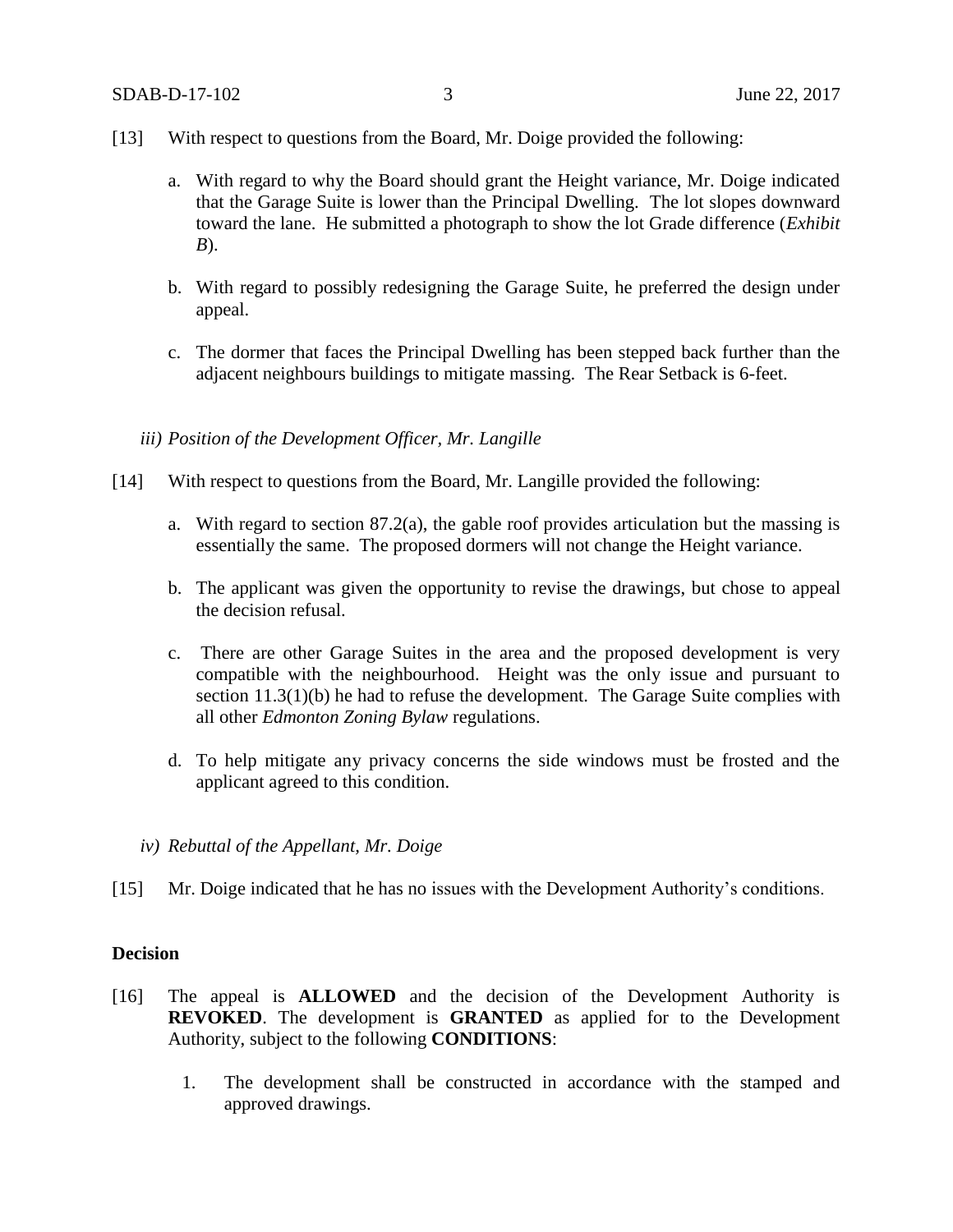[13] With respect to questions from the Board, Mr. Doige provided the following:

a. With regard to why the Board should grant the Height variance, Mr. Doige indicated that the Garage Suite is lower than the Principal Dwelling. The lot slopes downward toward the lane. He submitted a photograph to show the lot Grade difference (*Exhibit B*).

b. With regard to possibly redesigning the Garage Suite, he preferred the design under appeal.

c. The dormer that faces the Principal Dwelling has been stepped back further than the adjacent neighbours buildings to mitigate massing. The Rear Setback is 6-feet.

*iii) Position of the Development Officer, Mr. Langille*

[14] With respect to questions from the Board, Mr. Langille provided the following:

a. With regard to section 87.2(a), the gable roof provides articulation but the massing is essentially the same. The proposed dormers will not change the Height variance.

b. The applicant was given the opportunity to revise the drawings, but chose to appeal the decision refusal.

c. There are other Garage Suites in the area and the proposed development is very compatible with the neighbourhood. Height was the only issue and pursuant to section 11.3(1)(b) he had to refuse the development. The Garage Suite complies with all other *Edmonton Zoning Bylaw* regulations.

d. To help mitigate any privacy concerns the side windows must be frosted and the applicant agreed to this condition.

*iv) Rebuttal of the Appellant, Mr. Doige*

[15] Mr. Doige indicated that he has no issues with the Development Authority's conditions.

**Decision**

[16] The appeal is **ALLOWED** and the decision of the Development Authority is **REVOKED**. The development is **GRANTED** as applied for to the Development Authority, subject to the following **CONDITIONS**:

1. The development shall be constructed in accordance with the stamped and approved drawings.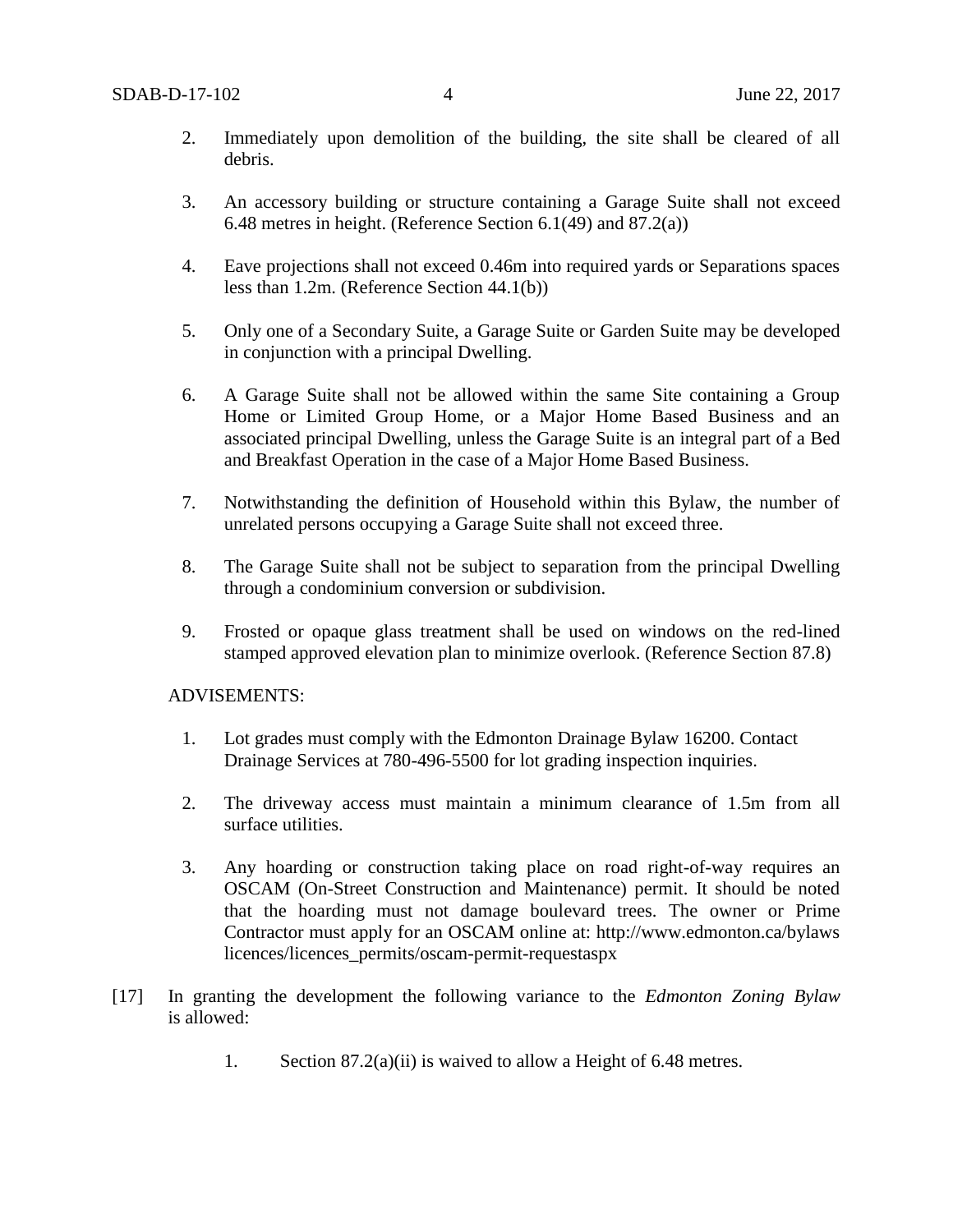2. Immediately upon demolition of the building, the site shall be cleared of all debris.

3. An accessory building or structure containing a Garage Suite shall not exceed 6.48 metres in height. (Reference Section 6.1(49) and 87.2(a))

4. Eave projections shall not exceed 0.46m into required yards or Separations spaces less than 1.2m. (Reference Section 44.1(b))

5. Only one of a Secondary Suite, a Garage Suite or Garden Suite may be developed in conjunction with a principal Dwelling.

6. A Garage Suite shall not be allowed within the same Site containing a Group Home or Limited Group Home, or a Major Home Based Business and an associated principal Dwelling, unless the Garage Suite is an integral part of a Bed and Breakfast Operation in the case of a Major Home Based Business.

7. Notwithstanding the definition of Household within this Bylaw, the number of unrelated persons occupying a Garage Suite shall not exceed three.

8. The Garage Suite shall not be subject to separation from the principal Dwelling through a condominium conversion or subdivision.

9. Frosted or opaque glass treatment shall be used on windows on the red-lined stamped approved elevation plan to minimize overlook. (Reference Section 87.8)

ADVISEMENTS:

1. Lot grades must comply with the Edmonton Drainage Bylaw 16200. Contact Drainage Services at 780-496-5500 for lot grading inspection inquiries.

2. The driveway access must maintain a minimum clearance of 1.5m from all surface utilities.

3. Any hoarding or construction taking place on road right-of-way requires an OSCAM (On-Street Construction and Maintenance) permit. It should be noted that the hoarding must not damage boulevard trees. The owner or Prime Contractor must apply for an OSCAM online at: http://www.edmonton.ca/bylaws licences/licences_permits/oscam-permit-requestaspx

[17] In granting the development the following variance to the *Edmonton Zoning Bylaw* is allowed:

1. Section 87.2(a)(ii) is waived to allow a Height of 6.48 metres.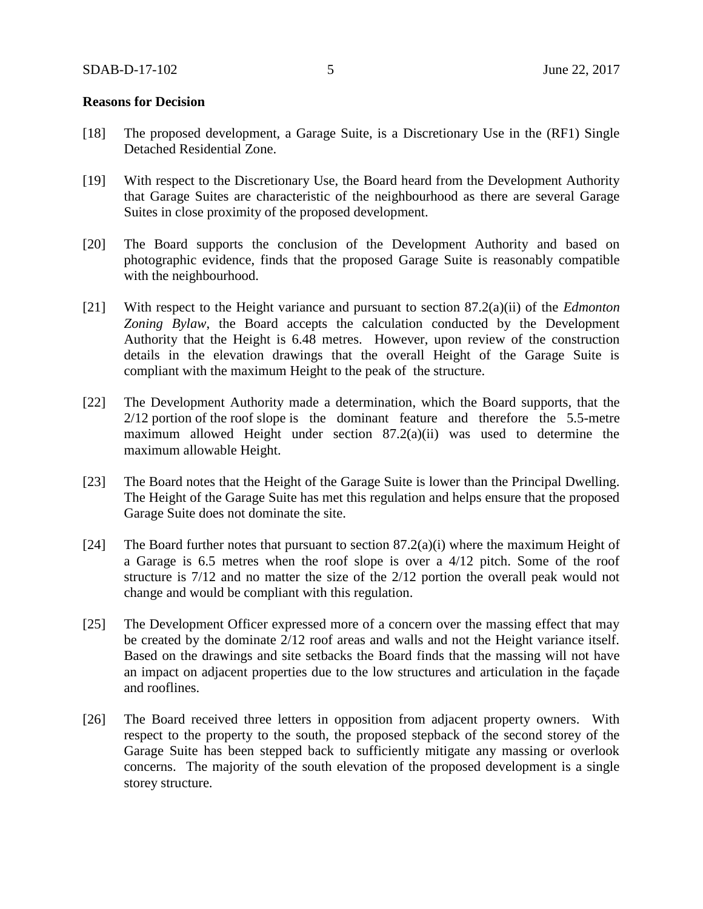**Reasons for Decision**

[18] The proposed development, a Garage Suite, is a Discretionary Use in the (RF1) Single Detached Residential Zone.

[19] With respect to the Discretionary Use, the Board heard from the Development Authority that Garage Suites are characteristic of the neighbourhood as there are several Garage Suites in close proximity of the proposed development.

[20] The Board supports the conclusion of the Development Authority and based on photographic evidence, finds that the proposed Garage Suite is reasonably compatible with the neighbourhood.

[21] With respect to the Height variance and pursuant to section 87.2(a)(ii) of the *Edmonton Zoning Bylaw*, the Board accepts the calculation conducted by the Development Authority that the Height is 6.48 metres. However, upon review of the construction details in the elevation drawings that the overall Height of the Garage Suite is compliant with the maximum Height to the peak of the structure.

[22] The Development Authority made a determination, which the Board supports, that the 2/12 portion of the roof slope is the dominant feature and therefore the 5.5-metre maximum allowed Height under section 87.2(a)(ii) was used to determine the maximum allowable Height.

[23] The Board notes that the Height of the Garage Suite is lower than the Principal Dwelling. The Height of the Garage Suite has met this regulation and helps ensure that the proposed Garage Suite does not dominate the site.

[24] The Board further notes that pursuant to section 87.2(a)(i) where the maximum Height of a Garage is 6.5 metres when the roof slope is over a 4/12 pitch. Some of the roof structure is 7/12 and no matter the size of the 2/12 portion the overall peak would not change and would be compliant with this regulation.

[25] The Development Officer expressed more of a concern over the massing effect that may be created by the dominate 2/12 roof areas and walls and not the Height variance itself. Based on the drawings and site setbacks the Board finds that the massing will not have an impact on adjacent properties due to the low structures and articulation in the façade and rooflines.

[26] The Board received three letters in opposition from adjacent property owners. With respect to the property to the south, the proposed stepback of the second storey of the Garage Suite has been stepped back to sufficiently mitigate any massing or overlook concerns. The majority of the south elevation of the proposed development is a single storey structure.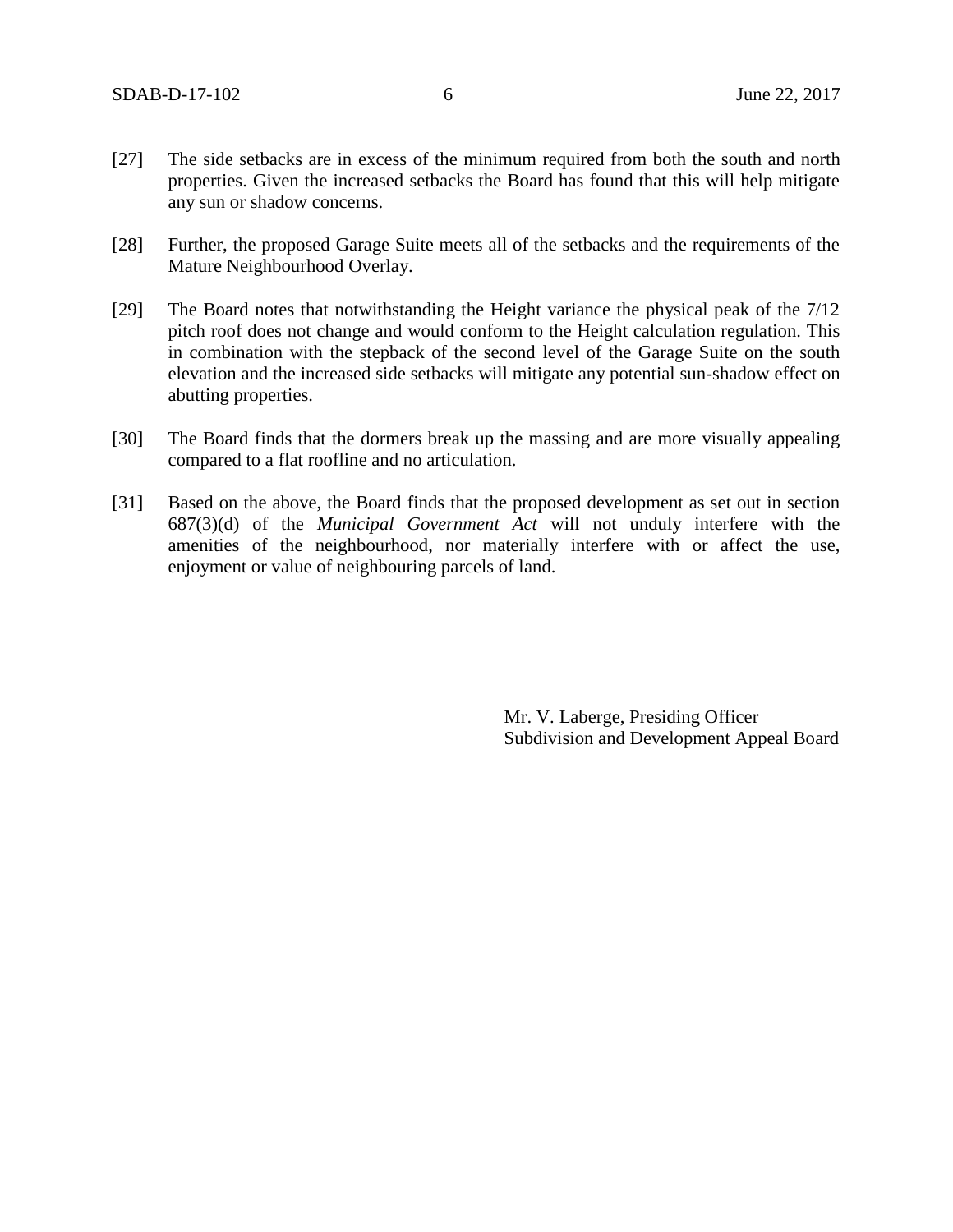[27] The side setbacks are in excess of the minimum required from both the south and north properties. Given the increased setbacks the Board has found that this will help mitigate any sun or shadow concerns.

[28] Further, the proposed Garage Suite meets all of the setbacks and the requirements of the Mature Neighbourhood Overlay.

[29] The Board notes that notwithstanding the Height variance the physical peak of the 7/12 pitch roof does not change and would conform to the Height calculation regulation. This in combination with the stepback of the second level of the Garage Suite on the south elevation and the increased side setbacks will mitigate any potential sun-shadow effect on abutting properties.

[30] The Board finds that the dormers break up the massing and are more visually appealing compared to a flat roofline and no articulation.

[31] Based on the above, the Board finds that the proposed development as set out in section 687(3)(d) of the *Municipal Government Act* will not unduly interfere with the amenities of the neighbourhood, nor materially interfere with or affect the use, enjoyment or value of neighbouring parcels of land.

Mr. V. Laberge, Presiding Officer
Subdivision and Development Appeal Board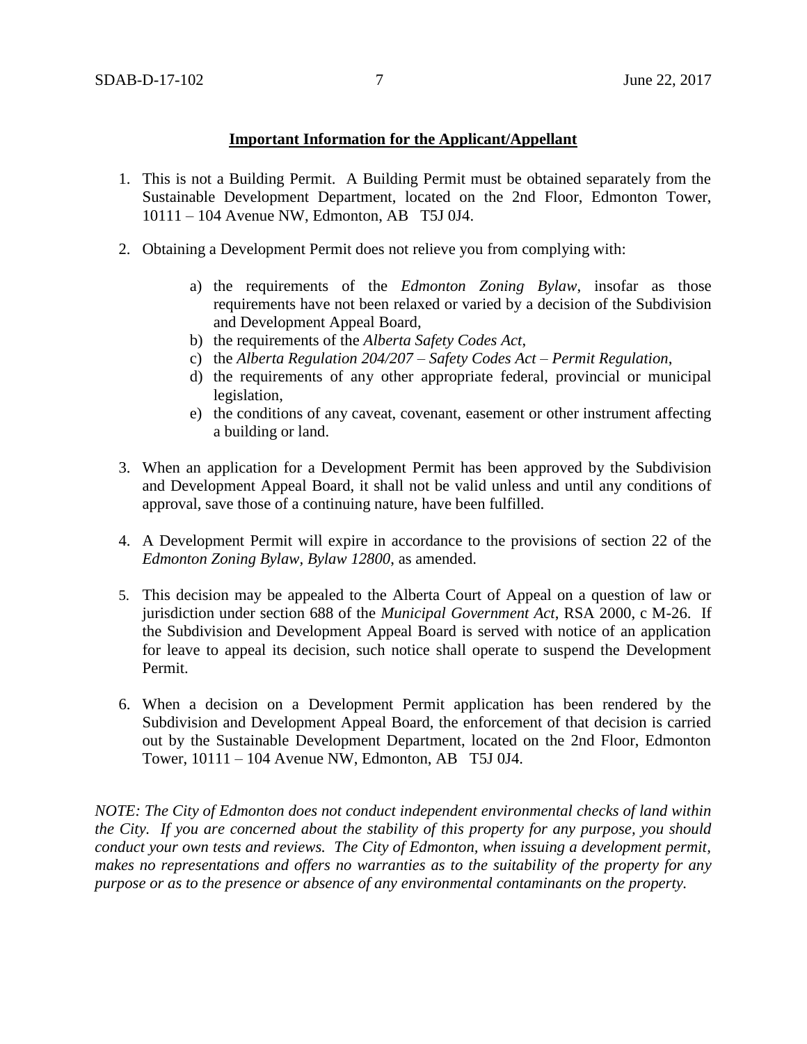**Important Information for the Applicant/Appellant**

1. This is not a Building Permit. A Building Permit must be obtained separately from the Sustainable Development Department, located on the 2nd Floor, Edmonton Tower, 10111 – 104 Avenue NW, Edmonton, AB T5J 0J4.

2. Obtaining a Development Permit does not relieve you from complying with:

    a) the requirements of the *Edmonton Zoning Bylaw*, insofar as those requirements have not been relaxed or varied by a decision of the Subdivision and Development Appeal Board,
    b) the requirements of the *Alberta Safety Codes Act*,
    c) the *Alberta Regulation 204/207 – Safety Codes Act – Permit Regulation*,
    d) the requirements of any other appropriate federal, provincial or municipal legislation,
    e) the conditions of any caveat, covenant, easement or other instrument affecting a building or land.

3. When an application for a Development Permit has been approved by the Subdivision and Development Appeal Board, it shall not be valid unless and until any conditions of approval, save those of a continuing nature, have been fulfilled.

4. A Development Permit will expire in accordance to the provisions of section 22 of the *Edmonton Zoning Bylaw, Bylaw 12800*, as amended.

5. This decision may be appealed to the Alberta Court of Appeal on a question of law or jurisdiction under section 688 of the *Municipal Government Act*, RSA 2000, c M-26. If the Subdivision and Development Appeal Board is served with notice of an application for leave to appeal its decision, such notice shall operate to suspend the Development Permit.

6. When a decision on a Development Permit application has been rendered by the Subdivision and Development Appeal Board, the enforcement of that decision is carried out by the Sustainable Development Department, located on the 2nd Floor, Edmonton Tower, 10111 – 104 Avenue NW, Edmonton, AB T5J 0J4.

*NOTE: The City of Edmonton does not conduct independent environmental checks of land within the City. If you are concerned about the stability of this property for any purpose, you should conduct your own tests and reviews. The City of Edmonton, when issuing a development permit, makes no representations and offers no warranties as to the suitability of the property for any purpose or as to the presence or absence of any environmental contaminants on the property.*